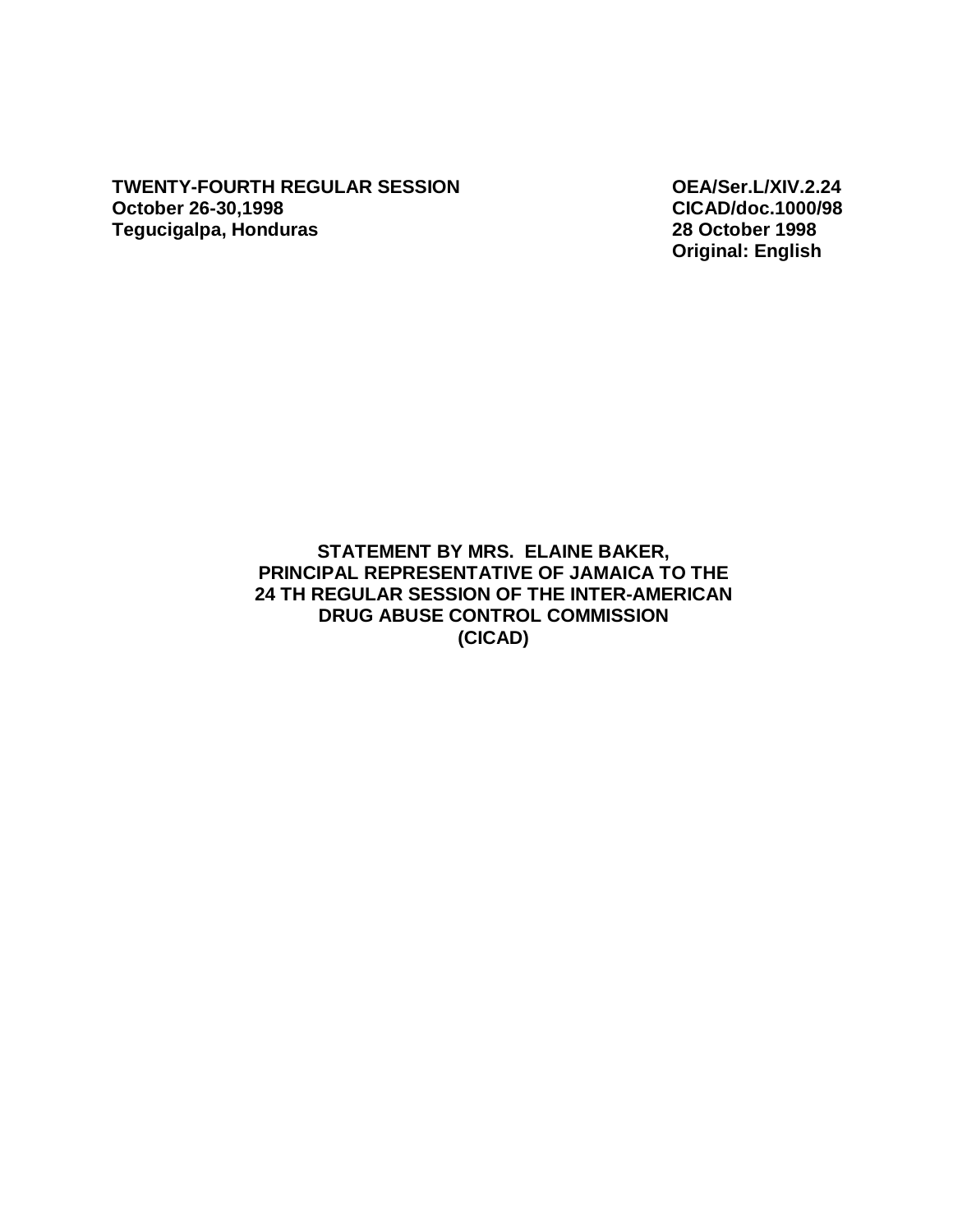**TWENTY-FOURTH REGULAR SESSION**
**October 26-30,1998**
**Tegucigalpa, Honduras**

**OEA/Ser.L/XIV.2.24**
**CICAD/doc.1000/98**
**28 October 1998**
**Original: English**

# STATEMENT BY MRS. ELAINE BAKER, PRINCIPAL REPRESENTATIVE OF JAMAICA TO THE 24 TH REGULAR SESSION OF THE INTER-AMERICAN DRUG ABUSE CONTROL COMMISSION (CICAD)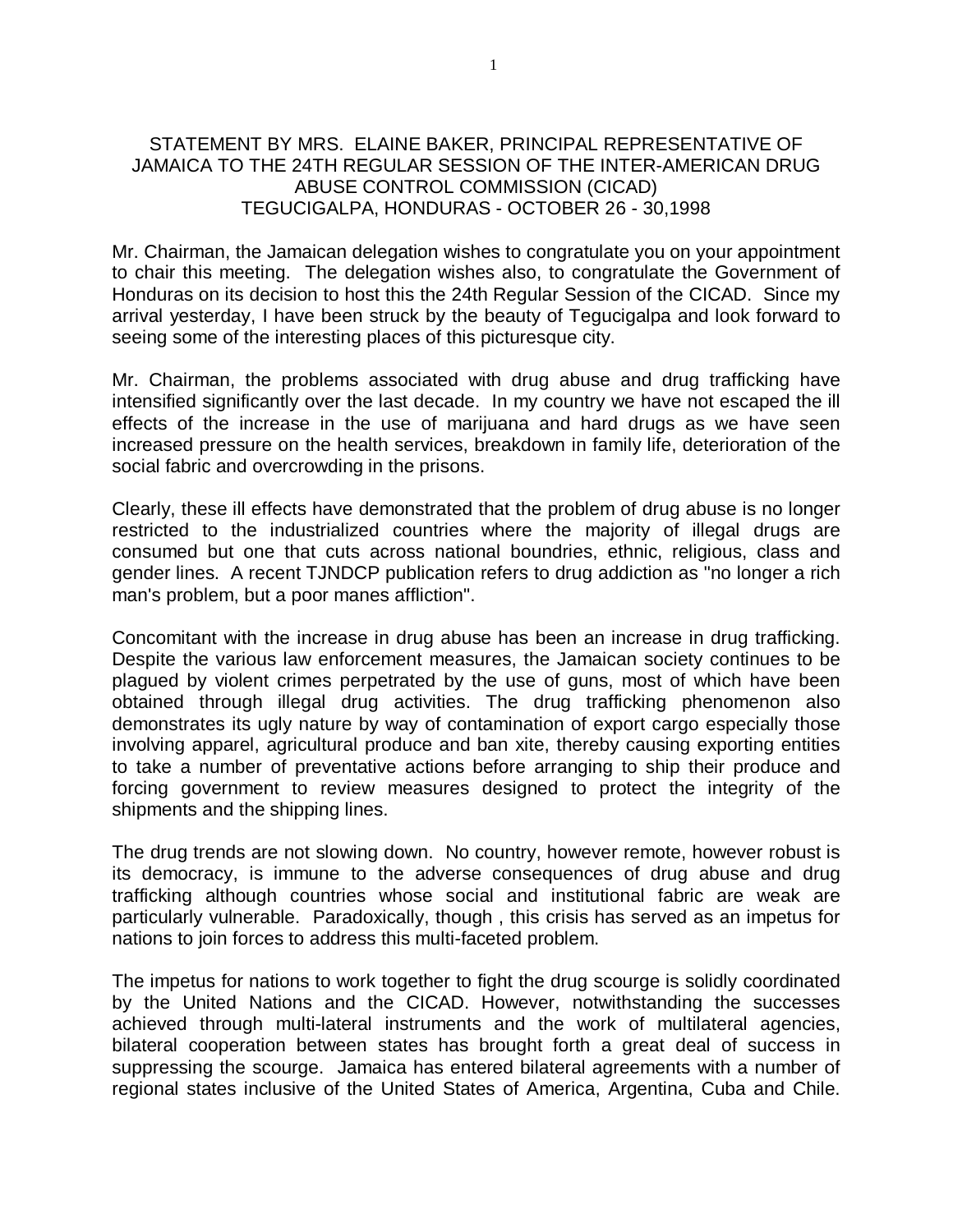STATEMENT BY MRS. ELAINE BAKER, PRINCIPAL REPRESENTATIVE OF JAMAICA TO THE 24TH REGULAR SESSION OF THE INTER-AMERICAN DRUG ABUSE CONTROL COMMISSION (CICAD)
TEGUCIGALPA, HONDURAS - OCTOBER 26 - 30,1998

Mr. Chairman, the Jamaican delegation wishes to congratulate you on your appointment to chair this meeting. The delegation wishes also, to congratulate the Government of Honduras on its decision to host this the 24th Regular Session of the CICAD. Since my arrival yesterday, I have been struck by the beauty of Tegucigalpa and look forward to seeing some of the interesting places of this picturesque city.

Mr. Chairman, the problems associated with drug abuse and drug trafficking have intensified significantly over the last decade. In my country we have not escaped the ill effects of the increase in the use of marijuana and hard drugs as we have seen increased pressure on the health services, breakdown in family life, deterioration of the social fabric and overcrowding in the prisons.

Clearly, these ill effects have demonstrated that the problem of drug abuse is no longer restricted to the industrialized countries where the majority of illegal drugs are consumed but one that cuts across national boundries, ethnic, religious, class and gender lines. A recent TJNDCP publication refers to drug addiction as "no longer a rich man's problem, but a poor manes affliction".

Concomitant with the increase in drug abuse has been an increase in drug trafficking. Despite the various law enforcement measures, the Jamaican society continues to be plagued by violent crimes perpetrated by the use of guns, most of which have been obtained through illegal drug activities. The drug trafficking phenomenon also demonstrates its ugly nature by way of contamination of export cargo especially those involving apparel, agricultural produce and ban xite, thereby causing exporting entities to take a number of preventative actions before arranging to ship their produce and forcing government to review measures designed to protect the integrity of the shipments and the shipping lines.

The drug trends are not slowing down. No country, however remote, however robust is its democracy, is immune to the adverse consequences of drug abuse and drug trafficking although countries whose social and institutional fabric are weak are particularly vulnerable. Paradoxically, though , this crisis has served as an impetus for nations to join forces to address this multi-faceted problem.

The impetus for nations to work together to fight the drug scourge is solidly coordinated by the United Nations and the CICAD. However, notwithstanding the successes achieved through multi-lateral instruments and the work of multilateral agencies, bilateral cooperation between states has brought forth a great deal of success in suppressing the scourge. Jamaica has entered bilateral agreements with a number of regional states inclusive of the United States of America, Argentina, Cuba and Chile.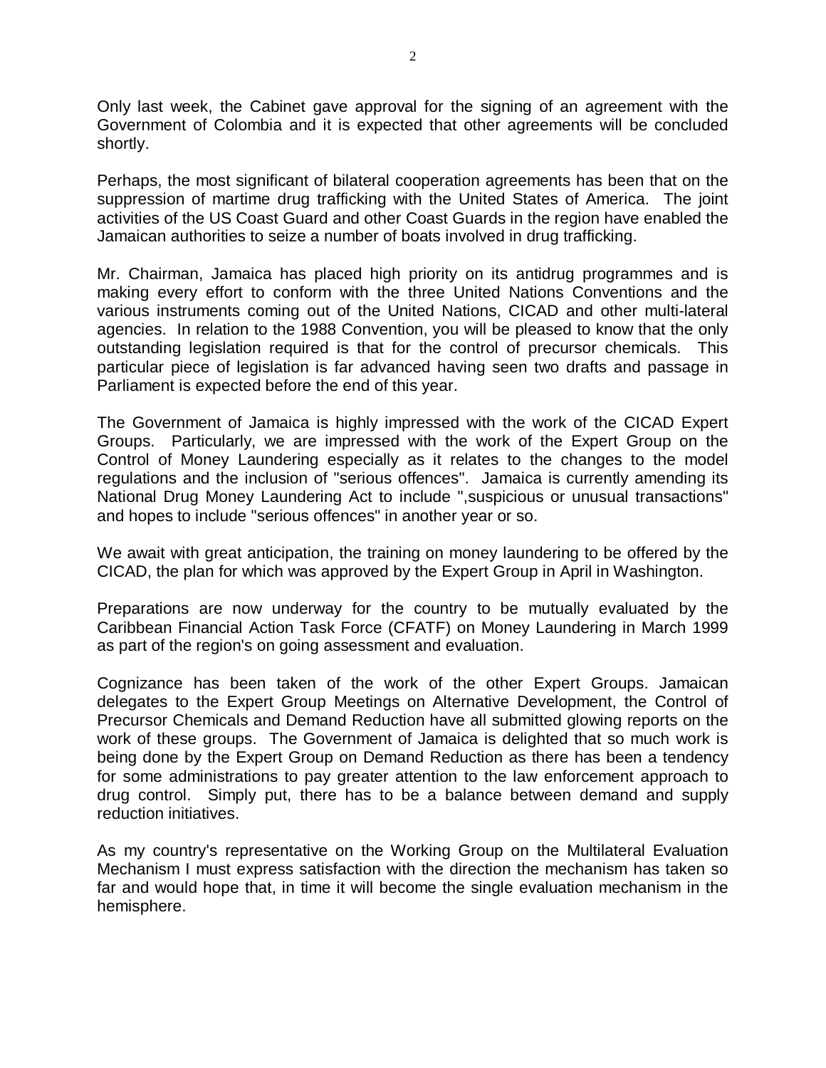Only last week, the Cabinet gave approval for the signing of an agreement with the Government of Colombia and it is expected that other agreements will be concluded shortly.

Perhaps, the most significant of bilateral cooperation agreements has been that on the suppression of martime drug trafficking with the United States of America. The joint activities of the US Coast Guard and other Coast Guards in the region have enabled the Jamaican authorities to seize a number of boats involved in drug trafficking.

Mr. Chairman, Jamaica has placed high priority on its antidrug programmes and is making every effort to conform with the three United Nations Conventions and the various instruments coming out of the United Nations, CICAD and other multi-lateral agencies. In relation to the 1988 Convention, you will be pleased to know that the only outstanding legislation required is that for the control of precursor chemicals. This particular piece of legislation is far advanced having seen two drafts and passage in Parliament is expected before the end of this year.

The Government of Jamaica is highly impressed with the work of the CICAD Expert Groups. Particularly, we are impressed with the work of the Expert Group on the Control of Money Laundering especially as it relates to the changes to the model regulations and the inclusion of "serious offences". Jamaica is currently amending its National Drug Money Laundering Act to include ",suspicious or unusual transactions" and hopes to include "serious offences" in another year or so.

We await with great anticipation, the training on money laundering to be offered by the CICAD, the plan for which was approved by the Expert Group in April in Washington.

Preparations are now underway for the country to be mutually evaluated by the Caribbean Financial Action Task Force (CFATF) on Money Laundering in March 1999 as part of the region's on going assessment and evaluation.

Cognizance has been taken of the work of the other Expert Groups. Jamaican delegates to the Expert Group Meetings on Alternative Development, the Control of Precursor Chemicals and Demand Reduction have all submitted glowing reports on the work of these groups. The Government of Jamaica is delighted that so much work is being done by the Expert Group on Demand Reduction as there has been a tendency for some administrations to pay greater attention to the law enforcement approach to drug control. Simply put, there has to be a balance between demand and supply reduction initiatives.

As my country's representative on the Working Group on the Multilateral Evaluation Mechanism I must express satisfaction with the direction the mechanism has taken so far and would hope that, in time it will become the single evaluation mechanism in the hemisphere.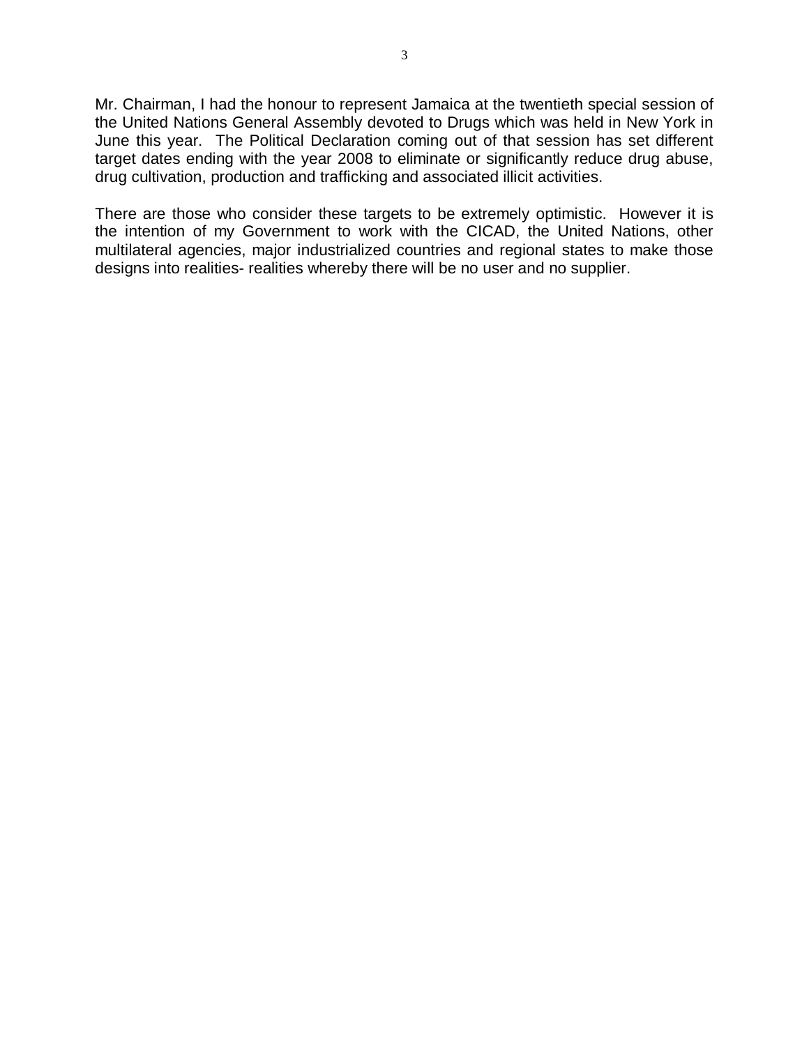Mr. Chairman, I had the honour to represent Jamaica at the twentieth special session of the United Nations General Assembly devoted to Drugs which was held in New York in June this year. The Political Declaration coming out of that session has set different target dates ending with the year 2008 to eliminate or significantly reduce drug abuse, drug cultivation, production and trafficking and associated illicit activities.

There are those who consider these targets to be extremely optimistic. However it is the intention of my Government to work with the CICAD, the United Nations, other multilateral agencies, major industrialized countries and regional states to make those designs into realities- realities whereby there will be no user and no supplier.